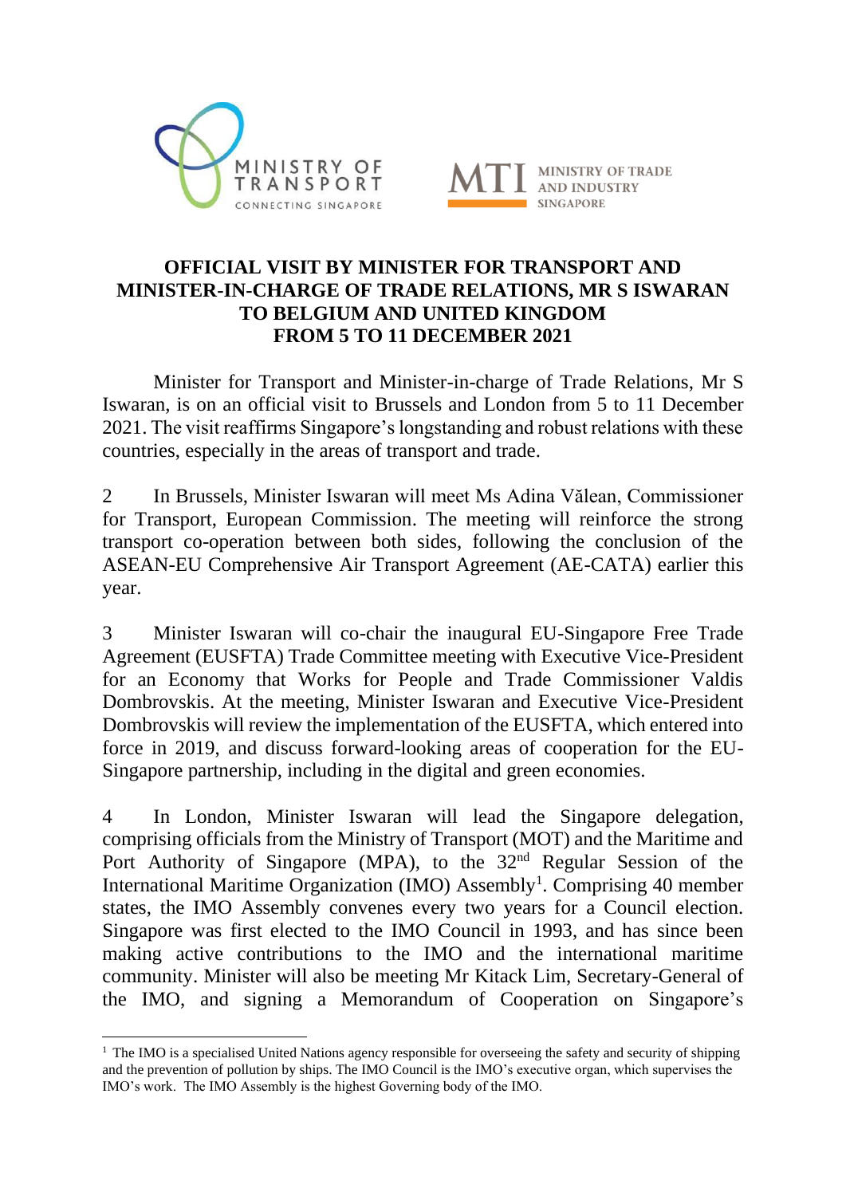# OFFICIAL VISIT BY MINISTER FOR TRANSPORT AND MINISTER-IN-CHARGE OF TRADE RELATIONS, MR S ISWARAN TO BELGIUM AND UNITED KINGDOM FROM 5 TO 11 DECEMBER 2021

Minister for Transport and Minister-in-charge of Trade Relations, Mr S Iswaran, is on an official visit to Brussels and London from 5 to 11 December 2021. The visit reaffirms Singapore's longstanding and robust relations with these countries, especially in the areas of transport and trade.

2 In Brussels, Minister Iswaran will meet Ms Adina Vălean, Commissioner for Transport, European Commission. The meeting will reinforce the strong transport co-operation between both sides, following the conclusion of the ASEAN-EU Comprehensive Air Transport Agreement (AE-CATA) earlier this year.

3 Minister Iswaran will co-chair the inaugural EU-Singapore Free Trade Agreement (EUSFTA) Trade Committee meeting with Executive Vice-President for an Economy that Works for People and Trade Commissioner Valdis Dombrovskis. At the meeting, Minister Iswaran and Executive Vice-President Dombrovskis will review the implementation of the EUSFTA, which entered into force in 2019, and discuss forward-looking areas of cooperation for the EU-Singapore partnership, including in the digital and green economies.

4 In London, Minister Iswaran will lead the Singapore delegation, comprising officials from the Ministry of Transport (MOT) and the Maritime and Port Authority of Singapore (MPA), to the 32nd Regular Session of the International Maritime Organization (IMO) Assembly[1]. Comprising 40 member states, the IMO Assembly convenes every two years for a Council election. Singapore was first elected to the IMO Council in 1993, and has since been making active contributions to the IMO and the international maritime community. Minister will also be meeting Mr Kitack Lim, Secretary-General of the IMO, and signing a Memorandum of Cooperation on Singapore's

---

[1] The IMO is a specialised United Nations agency responsible for overseeing the safety and security of shipping and the prevention of pollution by ships. The IMO Council is the IMO's executive organ, which supervises the IMO's work. The IMO Assembly is the highest Governing body of the IMO.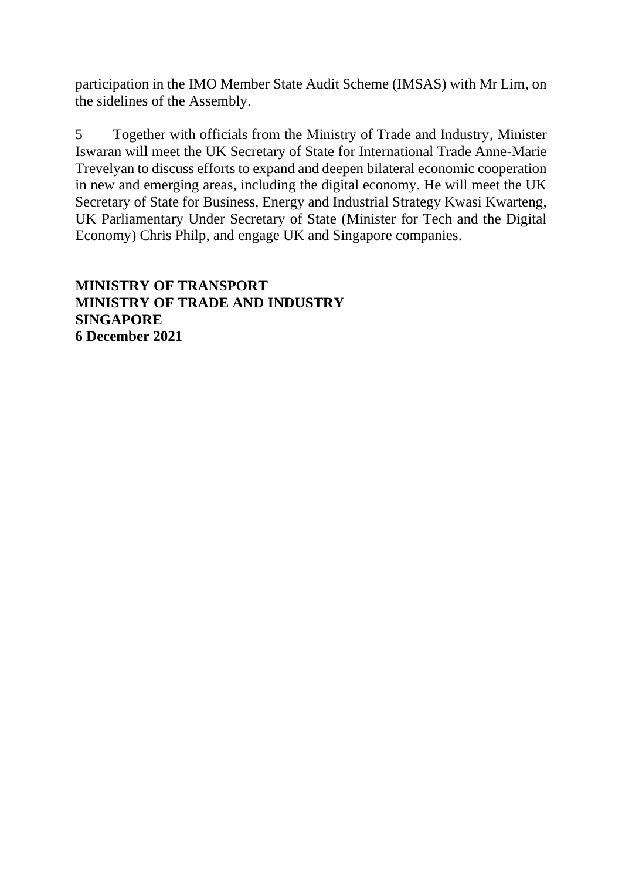participation in the IMO Member State Audit Scheme (IMSAS) with Mr Lim, on the sidelines of the Assembly.

5 Together with officials from the Ministry of Trade and Industry, Minister Iswaran will meet the UK Secretary of State for International Trade Anne-Marie Trevelyan to discuss efforts to expand and deepen bilateral economic cooperation in new and emerging areas, including the digital economy. He will meet the UK Secretary of State for Business, Energy and Industrial Strategy Kwasi Kwarteng, UK Parliamentary Under Secretary of State (Minister for Tech and the Digital Economy) Chris Philp, and engage UK and Singapore companies.

**MINISTRY OF TRANSPORT**
**MINISTRY OF TRADE AND INDUSTRY**
**SINGAPORE**
**6 December 2021**